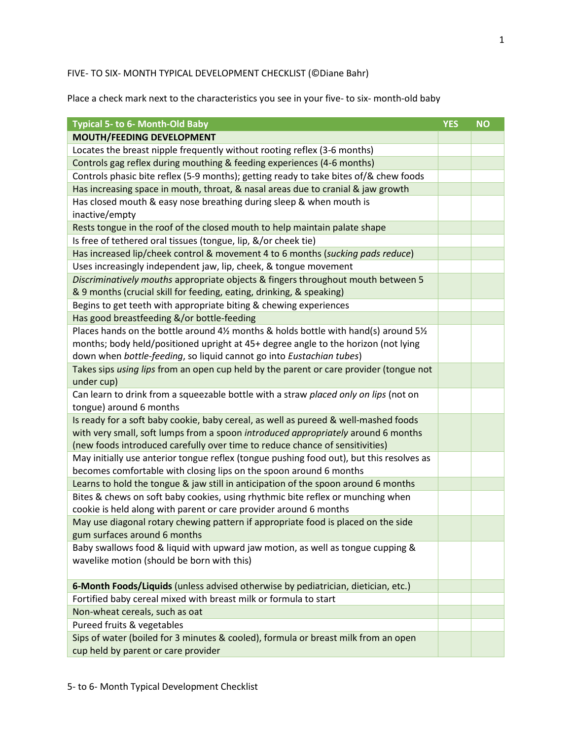FIVE- TO SIX- MONTH TYPICAL DEVELOPMENT CHECKLIST (©Diane Bahr)

Place a check mark next to the characteristics you see in your five- to six- month-old baby

| Typical 5- to 6- Month-Old Baby | YES | NO |
|---|---|---|
| **MOUTH/FEEDING DEVELOPMENT** | | |
| Locates the breast nipple frequently without rooting reflex (3-6 months) | | |
| Controls gag reflex during mouthing & feeding experiences (4-6 months) | | |
| Controls phasic bite reflex (5-9 months); getting ready to take bites of/& chew foods | | |
| Has increasing space in mouth, throat, & nasal areas due to cranial & jaw growth | | |
| Has closed mouth & easy nose breathing during sleep & when mouth is inactive/empty | | |
| Rests tongue in the roof of the closed mouth to help maintain palate shape | | |
| Is free of tethered oral tissues (tongue, lip, &/or cheek tie) | | |
| Has increased lip/cheek control & movement 4 to 6 months (*sucking pads reduce*) | | |
| Uses increasingly independent jaw, lip, cheek, & tongue movement | | |
| *Discriminatively mouths* appropriate objects & fingers throughout mouth between 5 & 9 months (crucial skill for feeding, eating, drinking, & speaking) | | |
| Begins to get teeth with appropriate biting & chewing experiences | | |
| Has good breastfeeding &/or bottle-feeding | | |
| Places hands on the bottle around 4½ months & holds bottle with hand(s) around 5½ months; body held/positioned upright at 45+ degree angle to the horizon (not lying down when *bottle-feeding*, so liquid cannot go into *Eustachian tubes*) | | |
| Takes sips *using lips* from an open cup held by the parent or care provider (tongue not under cup) | | |
| Can learn to drink from a squeezable bottle with a straw *placed only on lips* (not on tongue) around 6 months | | |
| Is ready for a soft baby cookie, baby cereal, as well as pureed & well-mashed foods with very small, soft lumps from a spoon *introduced appropriately* around 6 months (new foods introduced carefully over time to reduce chance of sensitivities) | | |
| May initially use anterior tongue reflex (tongue pushing food out), but this resolves as becomes comfortable with closing lips on the spoon around 6 months | | |
| Learns to hold the tongue & jaw still in anticipation of the spoon around 6 months | | |
| Bites & chews on soft baby cookies, using rhythmic bite reflex or munching when cookie is held along with parent or care provider around 6 months | | |
| May use diagonal rotary chewing pattern if appropriate food is placed on the side gum surfaces around 6 months | | |
| Baby swallows food & liquid with upward jaw motion, as well as tongue cupping & wavelike motion (should be born with this) | | |
| **6-Month Foods/Liquids** (unless advised otherwise by pediatrician, dietician, etc.) | | |
| Fortified baby cereal mixed with breast milk or formula to start | | |
| Non-wheat cereals, such as oat | | |
| Pureed fruits & vegetables | | |
| Sips of water (boiled for 3 minutes & cooled), formula or breast milk from an open cup held by parent or care provider | | |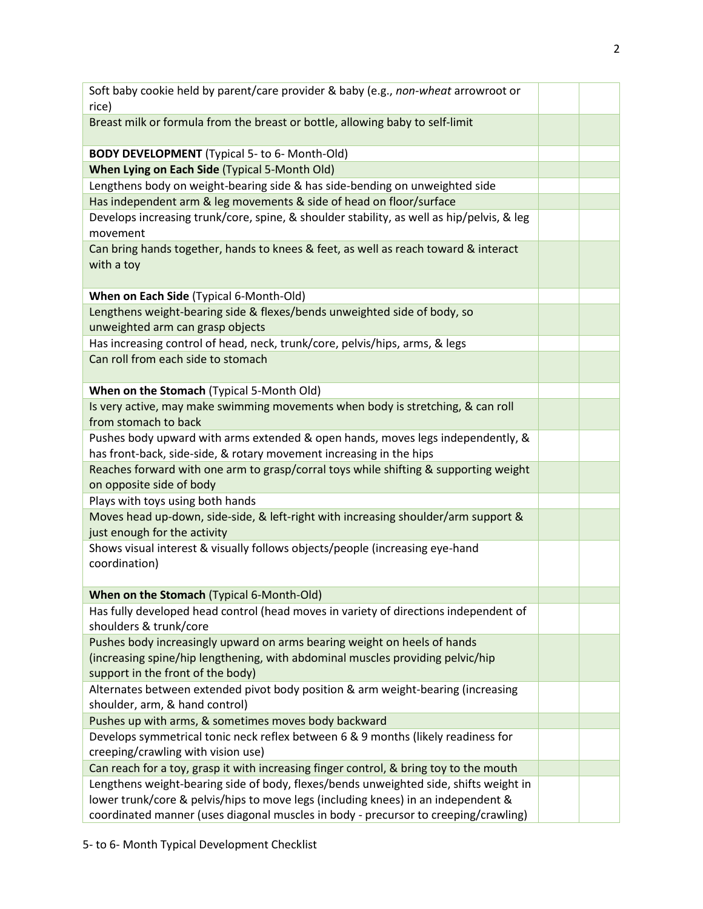| | | |
|---|---|---|
| Soft baby cookie held by parent/care provider & baby (e.g., *non-wheat* arrowroot or rice) | | |
| Breast milk or formula from the breast or bottle, allowing baby to self-limit | | |
| **BODY DEVELOPMENT** (Typical 5- to 6- Month-Old) | | |
| **When Lying on Each Side** (Typical 5-Month Old) | | |
| Lengthens body on weight-bearing side & has side-bending on unweighted side | | |
| Has independent arm & leg movements & side of head on floor/surface | | |
| Develops increasing trunk/core, spine, & shoulder stability, as well as hip/pelvis, & leg movement | | |
| Can bring hands together, hands to knees & feet, as well as reach toward & interact with a toy | | |
| **When on Each Side** (Typical 6-Month-Old) | | |
| Lengthens weight-bearing side & flexes/bends unweighted side of body, so unweighted arm can grasp objects | | |
| Has increasing control of head, neck, trunk/core, pelvis/hips, arms, & legs | | |
| Can roll from each side to stomach | | |
| **When on the Stomach** (Typical 5-Month Old) | | |
| Is very active, may make swimming movements when body is stretching, & can roll from stomach to back | | |
| Pushes body upward with arms extended & open hands, moves legs independently, & has front-back, side-side, & rotary movement increasing in the hips | | |
| Reaches forward with one arm to grasp/corral toys while shifting & supporting weight on opposite side of body | | |
| Plays with toys using both hands | | |
| Moves head up-down, side-side, & left-right with increasing shoulder/arm support & just enough for the activity | | |
| Shows visual interest & visually follows objects/people (increasing eye-hand coordination) | | |
| **When on the Stomach** (Typical 6-Month-Old) | | |
| Has fully developed head control (head moves in variety of directions independent of shoulders & trunk/core | | |
| Pushes body increasingly upward on arms bearing weight on heels of hands (increasing spine/hip lengthening, with abdominal muscles providing pelvic/hip support in the front of the body) | | |
| Alternates between extended pivot body position & arm weight-bearing (increasing shoulder, arm, & hand control) | | |
| Pushes up with arms, & sometimes moves body backward | | |
| Develops symmetrical tonic neck reflex between 6 & 9 months (likely readiness for creeping/crawling with vision use) | | |
| Can reach for a toy, grasp it with increasing finger control, & bring toy to the mouth | | |
| Lengthens weight-bearing side of body, flexes/bends unweighted side, shifts weight in lower trunk/core & pelvis/hips to move legs (including knees) in an independent & coordinated manner (uses diagonal muscles in body - precursor to creeping/crawling) | | |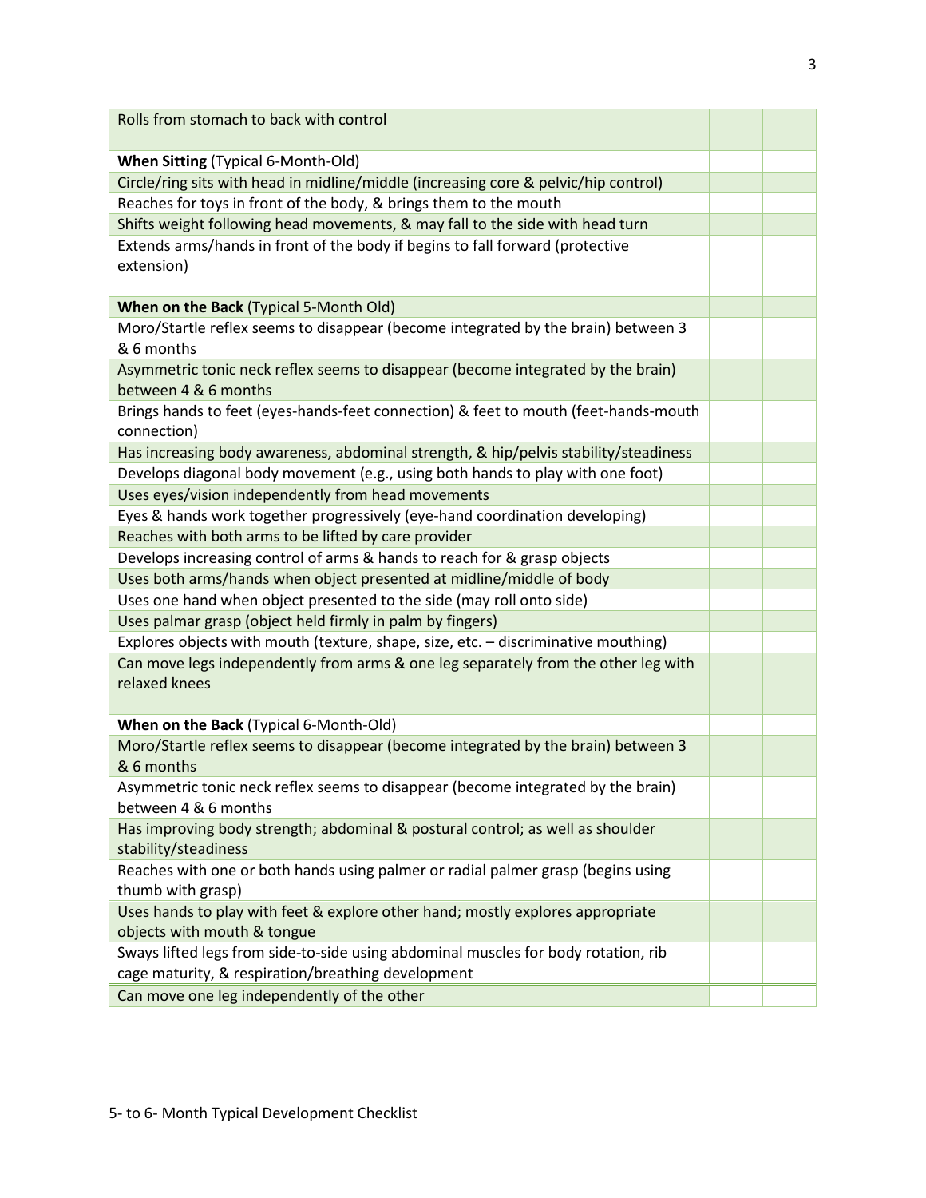| Rolls from stomach to back with control | | |
|---|---|---|
| **When Sitting** (Typical 6-Month-Old) | | |
| Circle/ring sits with head in midline/middle (increasing core & pelvic/hip control) | | |
| Reaches for toys in front of the body, & brings them to the mouth | | |
| Shifts weight following head movements, & may fall to the side with head turn | | |
| Extends arms/hands in front of the body if begins to fall forward (protective extension) | | |
| **When on the Back** (Typical 5-Month Old) | | |
| Moro/Startle reflex seems to disappear (become integrated by the brain) between 3 & 6 months | | |
| Asymmetric tonic neck reflex seems to disappear (become integrated by the brain) between 4 & 6 months | | |
| Brings hands to feet (eyes-hands-feet connection) & feet to mouth (feet-hands-mouth connection) | | |
| Has increasing body awareness, abdominal strength, & hip/pelvis stability/steadiness | | |
| Develops diagonal body movement (e.g., using both hands to play with one foot) | | |
| Uses eyes/vision independently from head movements | | |
| Eyes & hands work together progressively (eye-hand coordination developing) | | |
| Reaches with both arms to be lifted by care provider | | |
| Develops increasing control of arms & hands to reach for & grasp objects | | |
| Uses both arms/hands when object presented at midline/middle of body | | |
| Uses one hand when object presented to the side (may roll onto side) | | |
| Uses palmar grasp (object held firmly in palm by fingers) | | |
| Explores objects with mouth (texture, shape, size, etc. – discriminative mouthing) | | |
| Can move legs independently from arms & one leg separately from the other leg with relaxed knees | | |
| **When on the Back** (Typical 6-Month-Old) | | |
| Moro/Startle reflex seems to disappear (become integrated by the brain) between 3 & 6 months | | |
| Asymmetric tonic neck reflex seems to disappear (become integrated by the brain) between 4 & 6 months | | |
| Has improving body strength; abdominal & postural control; as well as shoulder stability/steadiness | | |
| Reaches with one or both hands using palmer or radial palmer grasp (begins using thumb with grasp) | | |
| Uses hands to play with feet & explore other hand; mostly explores appropriate objects with mouth & tongue | | |
| Sways lifted legs from side-to-side using abdominal muscles for body rotation, rib cage maturity, & respiration/breathing development | | |
| Can move one leg independently of the other | | |

5- to 6- Month Typical Development Checklist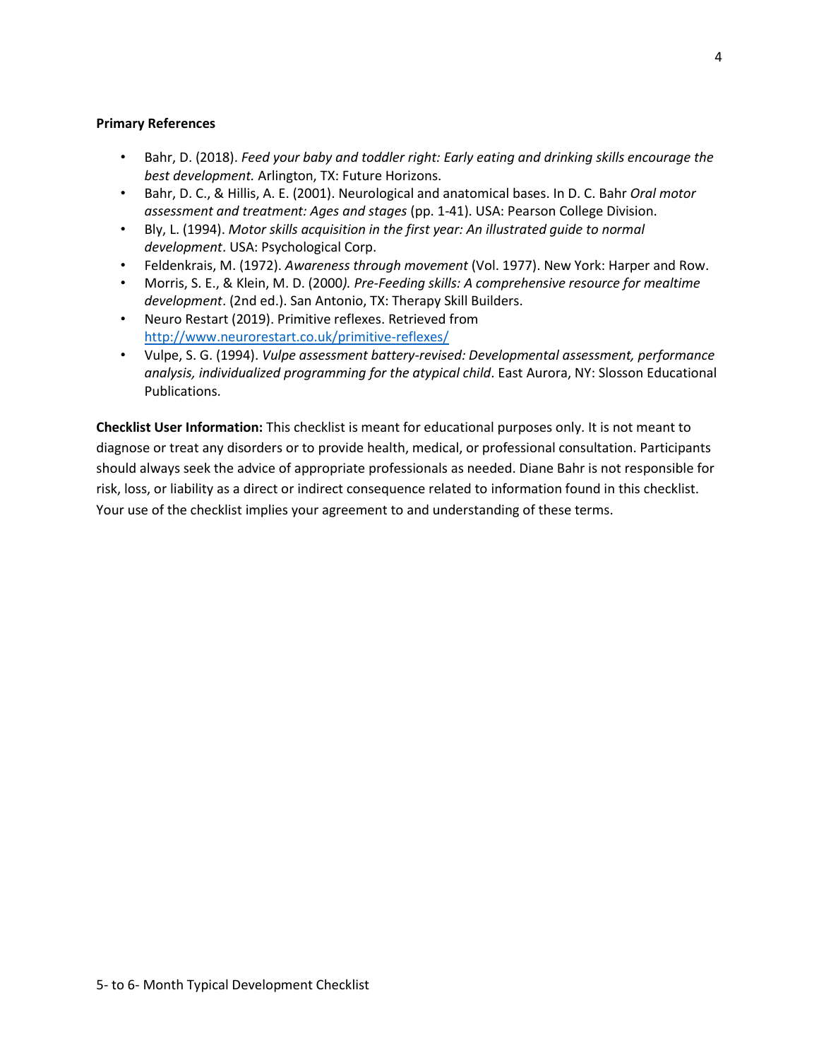**Primary References**

- Bahr, D. (2018). *Feed your baby and toddler right: Early eating and drinking skills encourage the best development.* Arlington, TX: Future Horizons.
- Bahr, D. C., & Hillis, A. E. (2001). Neurological and anatomical bases. In D. C. Bahr *Oral motor assessment and treatment: Ages and stages* (pp. 1-41). USA: Pearson College Division.
- Bly, L. (1994). *Motor skills acquisition in the first year: An illustrated guide to normal development*. USA: Psychological Corp.
- Feldenkrais, M. (1972). *Awareness through movement* (Vol. 1977). New York: Harper and Row.
- Morris, S. E., & Klein, M. D. (2000*). Pre-Feeding skills: A comprehensive resource for mealtime development*. (2nd ed.). San Antonio, TX: Therapy Skill Builders.
- Neuro Restart (2019). Primitive reflexes. Retrieved from http://www.neurorestart.co.uk/primitive-reflexes/
- Vulpe, S. G. (1994). *Vulpe assessment battery-revised: Developmental assessment, performance analysis, individualized programming for the atypical child*. East Aurora, NY: Slosson Educational Publications.

**Checklist User Information:** This checklist is meant for educational purposes only. It is not meant to diagnose or treat any disorders or to provide health, medical, or professional consultation. Participants should always seek the advice of appropriate professionals as needed. Diane Bahr is not responsible for risk, loss, or liability as a direct or indirect consequence related to information found in this checklist. Your use of the checklist implies your agreement to and understanding of these terms.